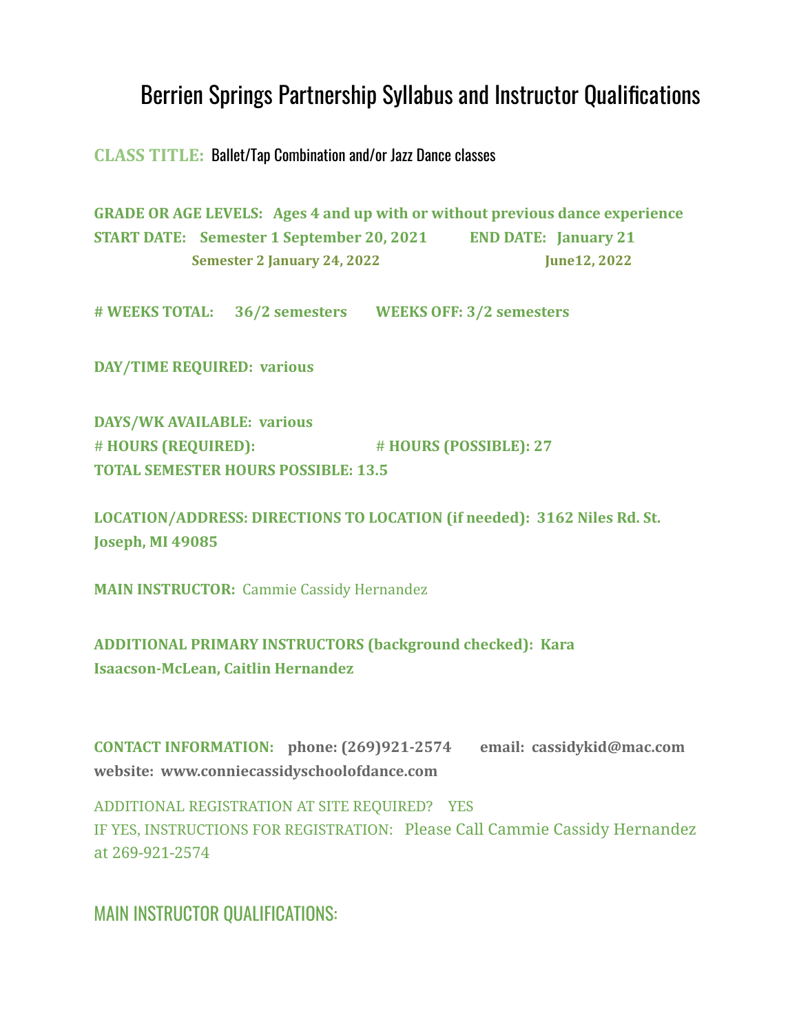# Berrien Springs Partnership Syllabus and Instructor Qualifications

**CLASS TITLE:** Ballet/Tap Combination and/or Jazz Dance classes

**GRADE OR AGE LEVELS: Ages 4 and up with or without previous dance experience**
**START DATE: Semester 1 September 20, 2021 END DATE: January 21**
**Semester 2 January 24, 2022 June12, 2022**

**# WEEKS TOTAL: 36/2 semesters WEEKS OFF: 3/2 semesters**

**DAY/TIME REQUIRED: various**

**DAYS/WK AVAILABLE: various**
**# HOURS (REQUIRED): # HOURS (POSSIBLE): 27**
**TOTAL SEMESTER HOURS POSSIBLE: 13.5**

**LOCATION/ADDRESS: DIRECTIONS TO LOCATION (if needed): 3162 Niles Rd. St. Joseph, MI 49085**

**MAIN INSTRUCTOR:** Cammie Cassidy Hernandez

**ADDITIONAL PRIMARY INSTRUCTORS (background checked): Kara Isaacson-McLean, Caitlin Hernandez**

**CONTACT INFORMATION: phone: (269)921-2574 email: cassidykid@mac.com website: www.conniecassidyschoolofdance.com**

ADDITIONAL REGISTRATION AT SITE REQUIRED? YES
IF YES, INSTRUCTIONS FOR REGISTRATION: Please Call Cammie Cassidy Hernandez at 269-921-2574

## MAIN INSTRUCTOR QUALIFICATIONS: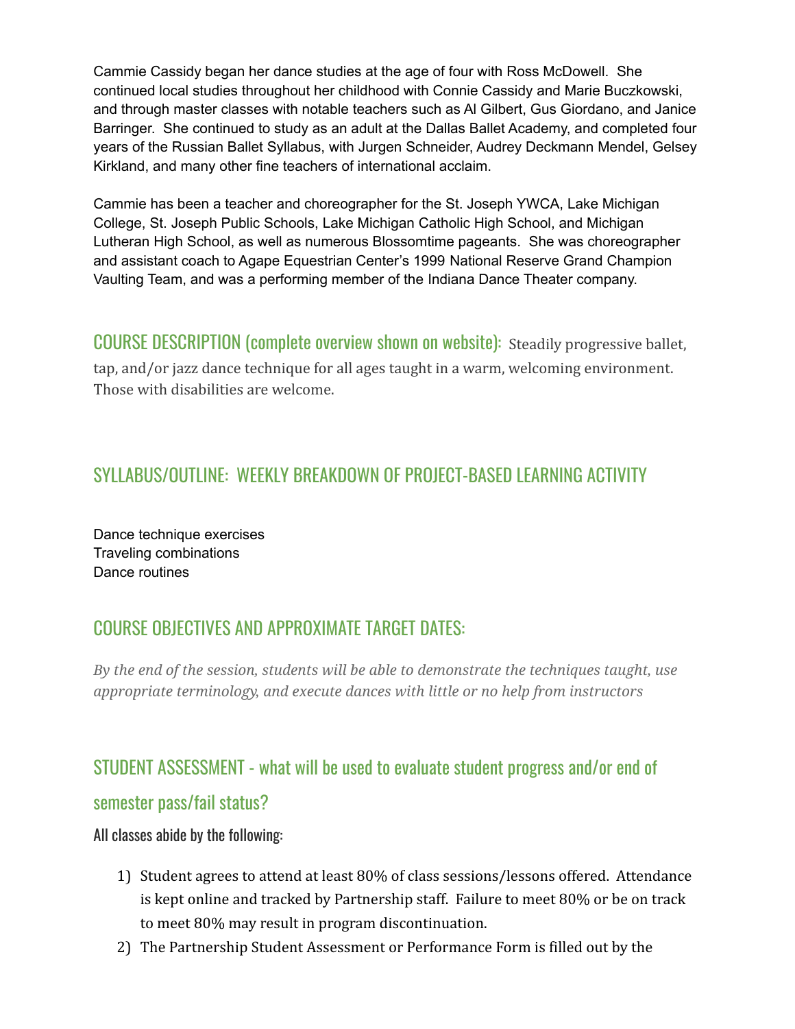Cammie Cassidy began her dance studies at the age of four with Ross McDowell. She continued local studies throughout her childhood with Connie Cassidy and Marie Buczkowski, and through master classes with notable teachers such as Al Gilbert, Gus Giordano, and Janice Barringer. She continued to study as an adult at the Dallas Ballet Academy, and completed four years of the Russian Ballet Syllabus, with Jurgen Schneider, Audrey Deckmann Mendel, Gelsey Kirkland, and many other fine teachers of international acclaim.

Cammie has been a teacher and choreographer for the St. Joseph YWCA, Lake Michigan College, St. Joseph Public Schools, Lake Michigan Catholic High School, and Michigan Lutheran High School, as well as numerous Blossomtime pageants. She was choreographer and assistant coach to Agape Equestrian Center's 1999 National Reserve Grand Champion Vaulting Team, and was a performing member of the Indiana Dance Theater company.

## COURSE DESCRIPTION (complete overview shown on website):

Steadily progressive ballet, tap, and/or jazz dance technique for all ages taught in a warm, welcoming environment. Those with disabilities are welcome.

## SYLLABUS/OUTLINE: WEEKLY BREAKDOWN OF PROJECT-BASED LEARNING ACTIVITY

Dance technique exercises
Traveling combinations
Dance routines

## COURSE OBJECTIVES AND APPROXIMATE TARGET DATES:

*By the end of the session, students will be able to demonstrate the techniques taught, use appropriate terminology, and execute dances with little or no help from instructors*

## STUDENT ASSESSMENT - what will be used to evaluate student progress and/or end of semester pass/fail status?

All classes abide by the following:

1) Student agrees to attend at least 80% of class sessions/lessons offered. Attendance is kept online and tracked by Partnership staff. Failure to meet 80% or be on track to meet 80% may result in program discontinuation.
2) The Partnership Student Assessment or Performance Form is filled out by the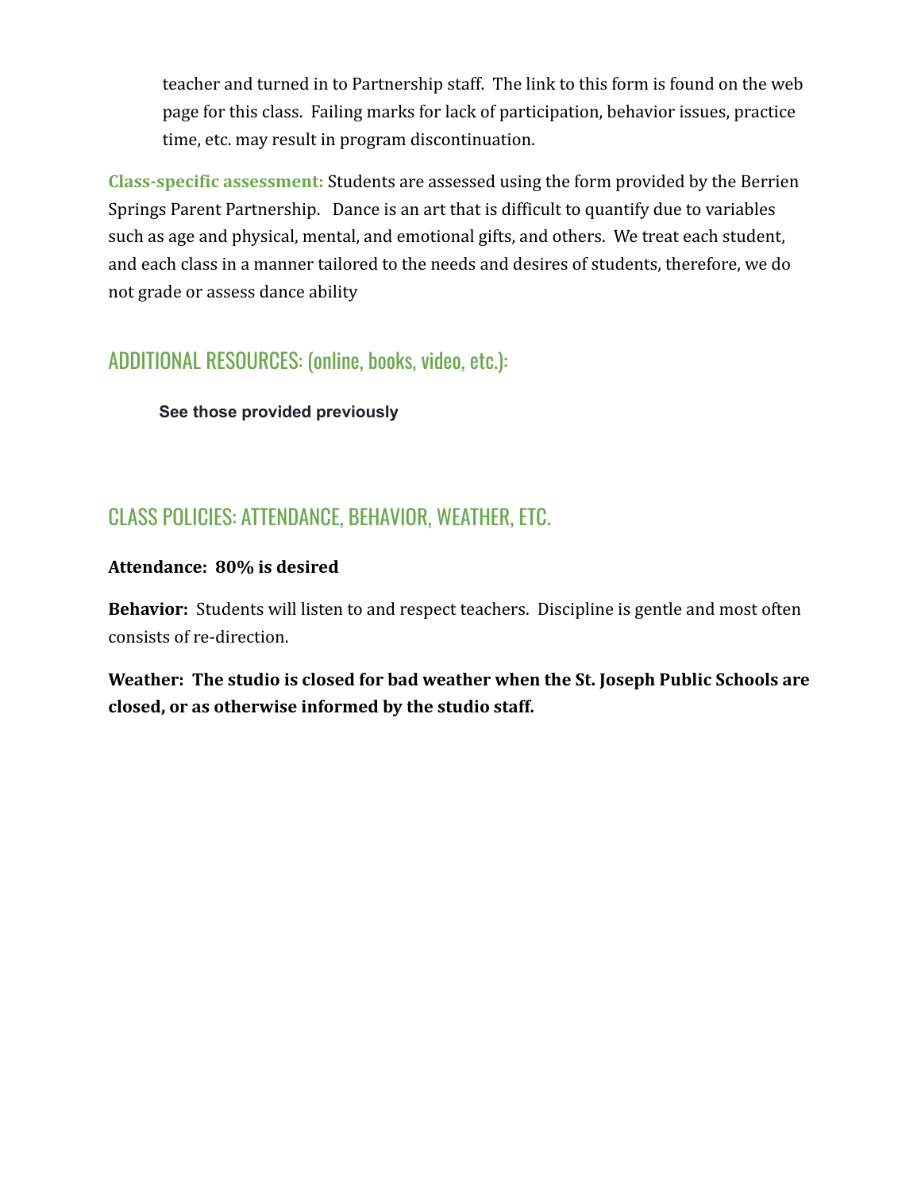teacher and turned in to Partnership staff. The link to this form is found on the web page for this class. Failing marks for lack of participation, behavior issues, practice time, etc. may result in program discontinuation.

**Class-specific assessment:** Students are assessed using the form provided by the Berrien Springs Parent Partnership. Dance is an art that is difficult to quantify due to variables such as age and physical, mental, and emotional gifts, and others. We treat each student, and each class in a manner tailored to the needs and desires of students, therefore, we do not grade or assess dance ability

## ADDITIONAL RESOURCES: (online, books, video, etc.):

**See those provided previously**

## CLASS POLICIES: ATTENDANCE, BEHAVIOR, WEATHER, ETC.

**Attendance: 80% is desired**

**Behavior:** Students will listen to and respect teachers. Discipline is gentle and most often consists of re-direction.

**Weather: The studio is closed for bad weather when the St. Joseph Public Schools are closed, or as otherwise informed by the studio staff.**